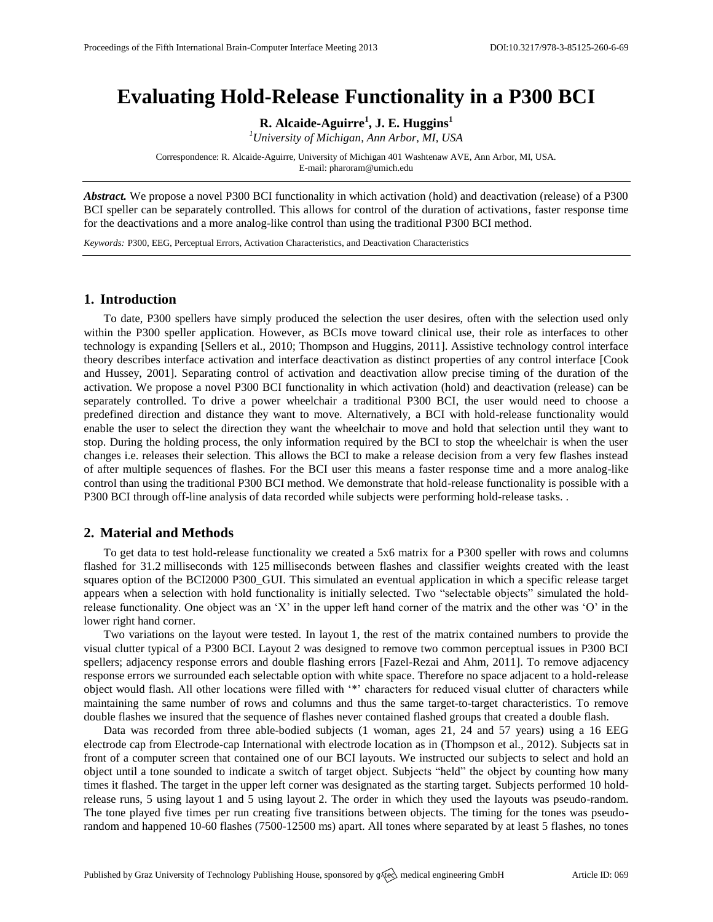# Evaluating Hold-Release Functionality in a P300 BCI

**R. Alcaide-Aguirre[1], J. E. Huggins[1]**

[1]*University of Michigan, Ann Arbor, MI, USA*

Correspondence: R. Alcaide-Aguirre, University of Michigan 401 Washtenaw AVE, Ann Arbor, MI, USA.
E-mail: pharoram@umich.edu

***Abstract.*** We propose a novel P300 BCI functionality in which activation (hold) and deactivation (release) of a P300 BCI speller can be separately controlled. This allows for control of the duration of activations, faster response time for the deactivations and a more analog-like control than using the traditional P300 BCI method.

*Keywords:* P300, EEG, Perceptual Errors, Activation Characteristics, and Deactivation Characteristics

## 1. Introduction

To date, P300 spellers have simply produced the selection the user desires, often with the selection used only within the P300 speller application. However, as BCIs move toward clinical use, their role as interfaces to other technology is expanding [Sellers et al., 2010; Thompson and Huggins, 2011]. Assistive technology control interface theory describes interface activation and interface deactivation as distinct properties of any control interface [Cook and Hussey, 2001]. Separating control of activation and deactivation allow precise timing of the duration of the activation. We propose a novel P300 BCI functionality in which activation (hold) and deactivation (release) can be separately controlled. To drive a power wheelchair a traditional P300 BCI, the user would need to choose a predefined direction and distance they want to move. Alternatively, a BCI with hold-release functionality would enable the user to select the direction they want the wheelchair to move and hold that selection until they want to stop. During the holding process, the only information required by the BCI to stop the wheelchair is when the user changes i.e. releases their selection. This allows the BCI to make a release decision from a very few flashes instead of after multiple sequences of flashes. For the BCI user this means a faster response time and a more analog-like control than using the traditional P300 BCI method. We demonstrate that hold-release functionality is possible with a P300 BCI through off-line analysis of data recorded while subjects were performing hold-release tasks. .

## 2. Material and Methods

To get data to test hold-release functionality we created a 5x6 matrix for a P300 speller with rows and columns flashed for 31.2 milliseconds with 125 milliseconds between flashes and classifier weights created with the least squares option of the BCI2000 P300_GUI. This simulated an eventual application in which a specific release target appears when a selection with hold functionality is initially selected. Two "selectable objects" simulated the hold-release functionality. One object was an 'X' in the upper left hand corner of the matrix and the other was 'O' in the lower right hand corner.

Two variations on the layout were tested. In layout 1, the rest of the matrix contained numbers to provide the visual clutter typical of a P300 BCI. Layout 2 was designed to remove two common perceptual issues in P300 BCI spellers; adjacency response errors and double flashing errors [Fazel-Rezai and Ahm, 2011]. To remove adjacency response errors we surrounded each selectable option with white space. Therefore no space adjacent to a hold-release object would flash. All other locations were filled with '*' characters for reduced visual clutter of characters while maintaining the same number of rows and columns and thus the same target-to-target characteristics. To remove double flashes we insured that the sequence of flashes never contained flashed groups that created a double flash.

Data was recorded from three able-bodied subjects (1 woman, ages 21, 24 and 57 years) using a 16 EEG electrode cap from Electrode-cap International with electrode location as in (Thompson et al., 2012). Subjects sat in front of a computer screen that contained one of our BCI layouts. We instructed our subjects to select and hold an object until a tone sounded to indicate a switch of target object. Subjects "held" the object by counting how many times it flashed. The target in the upper left corner was designated as the starting target. Subjects performed 10 hold-release runs, 5 using layout 1 and 5 using layout 2. The order in which they used the layouts was pseudo-random. The tone played five times per run creating five transitions between objects. The timing for the tones was pseudo-random and happened 10-60 flashes (7500-12500 ms) apart. All tones where separated by at least 5 flashes, no tones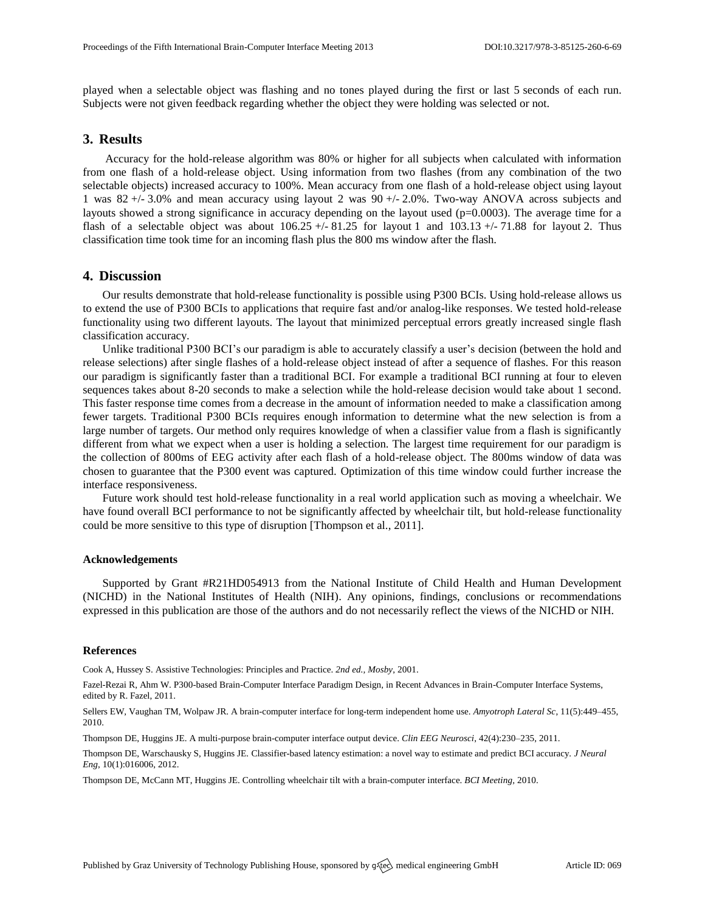played when a selectable object was flashing and no tones played during the first or last 5 seconds of each run. Subjects were not given feedback regarding whether the object they were holding was selected or not.

## 3. Results

Accuracy for the hold-release algorithm was 80% or higher for all subjects when calculated with information from one flash of a hold-release object. Using information from two flashes (from any combination of the two selectable objects) increased accuracy to 100%. Mean accuracy from one flash of a hold-release object using layout 1 was 82 +/- 3.0% and mean accuracy using layout 2 was 90 +/- 2.0%. Two-way ANOVA across subjects and layouts showed a strong significance in accuracy depending on the layout used ($p=0.0003$). The average time for a flash of a selectable object was about 106.25 +/- 81.25 for layout 1 and 103.13 +/- 71.88 for layout 2. Thus classification time took time for an incoming flash plus the 800 ms window after the flash.

## 4. Discussion

Our results demonstrate that hold-release functionality is possible using P300 BCIs. Using hold-release allows us to extend the use of P300 BCIs to applications that require fast and/or analog-like responses. We tested hold-release functionality using two different layouts. The layout that minimized perceptual errors greatly increased single flash classification accuracy.

Unlike traditional P300 BCI's our paradigm is able to accurately classify a user's decision (between the hold and release selections) after single flashes of a hold-release object instead of after a sequence of flashes. For this reason our paradigm is significantly faster than a traditional BCI. For example a traditional BCI running at four to eleven sequences takes about 8-20 seconds to make a selection while the hold-release decision would take about 1 second. This faster response time comes from a decrease in the amount of information needed to make a classification among fewer targets. Traditional P300 BCIs requires enough information to determine what the new selection is from a large number of targets. Our method only requires knowledge of when a classifier value from a flash is significantly different from what we expect when a user is holding a selection. The largest time requirement for our paradigm is the collection of 800ms of EEG activity after each flash of a hold-release object. The 800ms window of data was chosen to guarantee that the P300 event was captured. Optimization of this time window could further increase the interface responsiveness.

Future work should test hold-release functionality in a real world application such as moving a wheelchair. We have found overall BCI performance to not be significantly affected by wheelchair tilt, but hold-release functionality could be more sensitive to this type of disruption [Thompson et al., 2011].

### Acknowledgements

Supported by Grant #R21HD054913 from the National Institute of Child Health and Human Development (NICHD) in the National Institutes of Health (NIH). Any opinions, findings, conclusions or recommendations expressed in this publication are those of the authors and do not necessarily reflect the views of the NICHD or NIH.

### References

Cook A, Hussey S. Assistive Technologies: Principles and Practice. *2nd ed., Mosby*, 2001.

Fazel-Rezai R, Ahm W. P300-based Brain-Computer Interface Paradigm Design, in Recent Advances in Brain-Computer Interface Systems, edited by R. Fazel, 2011.

Sellers EW, Vaughan TM, Wolpaw JR. A brain-computer interface for long-term independent home use. *Amyotroph Lateral Sc*, 11(5):449–455, 2010.

Thompson DE, Huggins JE. A multi-purpose brain-computer interface output device. *Clin EEG Neurosci*, 42(4):230–235, 2011.

Thompson DE, Warschausky S, Huggins JE. Classifier-based latency estimation: a novel way to estimate and predict BCI accuracy. *J Neural Eng*, 10(1):016006, 2012.

Thompson DE, McCann MT, Huggins JE. Controlling wheelchair tilt with a brain-computer interface. *BCI Meeting*, 2010.